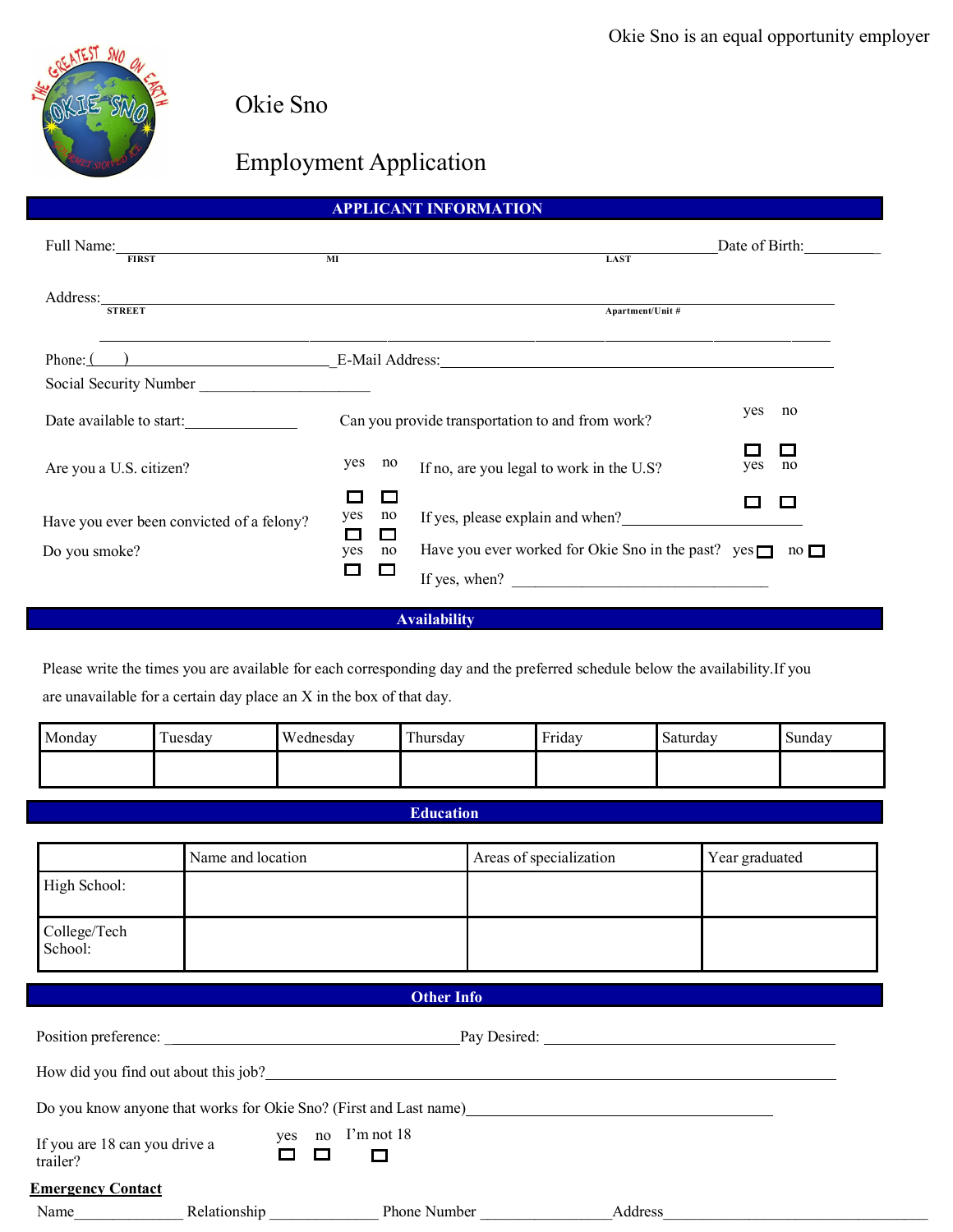Okie Sno is an equal opportunity employer

# Okie Sno

## Employment Application

## APPLICANT INFORMATION

Full Name: ______________________________________________ Date of Birth: __________
FIRST MI LAST

Address: ______________________________________________
STREET Apartment/Unit #

______________________________________________

Phone: (____) ____________________ E-Mail Address: ______________________________

Social Security Number ______________________

Date available to start: ______________

Can you provide transportation to and from work? yes ☐ no ☐

Are you a U.S. citizen? yes ☐ no ☐

If no, are you legal to work in the U.S? yes ☐ no ☐

Have you ever been convicted of a felony? yes ☐ no ☐

If yes, please explain and when? ______________________

Do you smoke? yes ☐ no ☐

Have you ever worked for Okie Sno in the past? yes ☐ no ☐

If yes, when? ________________________________

## Availability

Please write the times you are available for each corresponding day and the preferred schedule below the availability.If you are unavailable for a certain day place an X in the box of that day.

| Monday | Tuesday | Wednesday | Thursday | Friday | Saturday | Sunday |
|---|---|---|---|---|---|---|
| | | | | | | |

## Education

| | Name and location | Areas of specialization | Year graduated |
|---|---|---|---|
| High School: | | | |
| College/Tech School: | | | |

## Other Info

Position preference: ______________________________ Pay Desired: ______________________________

How did you find out about this job? ____________________________________________

Do you know anyone that works for Okie Sno? (First and Last name) ______________________________

If you are 18 can you drive a trailer? yes ☐ no ☐ I'm not 18 ☐

**Emergency Contact**

Name______________ Relationship ______________ Phone Number ________________ Address______________________________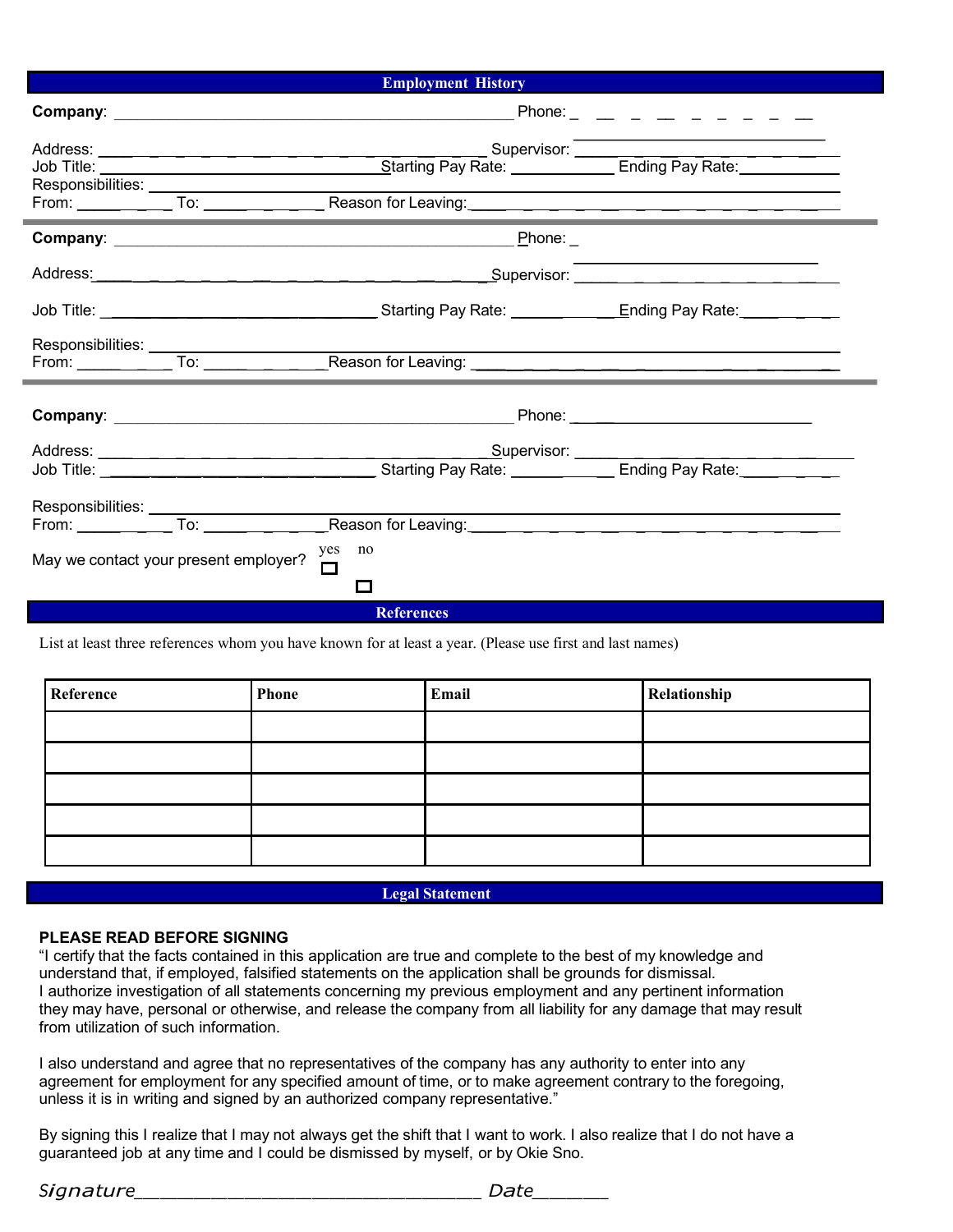## Employment History

**Company**: ______________________________ Phone: ______________

Address: ______________________________ Supervisor: ______________
Job Title: ______________________________ Starting Pay Rate: ____________ Ending Pay Rate: ____________
Responsibilities: ______________________________
From: ____________ To: ____________ Reason for Leaving: ______________________________

**Company**: ______________________________ Phone: ______________

Address: ______________________________ Supervisor: ______________

Job Title: ______________________________ Starting Pay Rate: ____________ Ending Pay Rate: ____________

Responsibilities: ______________________________
From: ____________ To: ____________ Reason for Leaving: ______________________________

**Company**: ______________________________ Phone: ______________

Address: ______________________________ Supervisor: ______________
Job Title: ______________________________ Starting Pay Rate: ____________ Ending Pay Rate: ____________

Responsibilities: ______________________________
From: ____________ To: ____________ Reason for Leaving: ______________________________

May we contact your present employer? yes ☐ no ☐

## References

List at least three references whom you have known for at least a year. (Please use first and last names)

| Reference | Phone | Email | Relationship |
|---|---|---|---|
| | | | |
| | | | |
| | | | |
| | | | |
| | | | |

## Legal Statement

**PLEASE READ BEFORE SIGNING**
"I certify that the facts contained in this application are true and complete to the best of my knowledge and understand that, if employed, falsified statements on the application shall be grounds for dismissal.
I authorize investigation of all statements concerning my previous employment and any pertinent information they may have, personal or otherwise, and release the company from all liability for any damage that may result from utilization of such information.

I also understand and agree that no representatives of the company has any authority to enter into any agreement for employment for any specified amount of time, or to make agreement contrary to the foregoing, unless it is in writing and signed by an authorized company representative."

By signing this I realize that I may not always get the shift that I want to work. I also realize that I do not have a guaranteed job at any time and I could be dismissed by myself, or by Okie Sno.

*Signature*______________________________ *Date*________